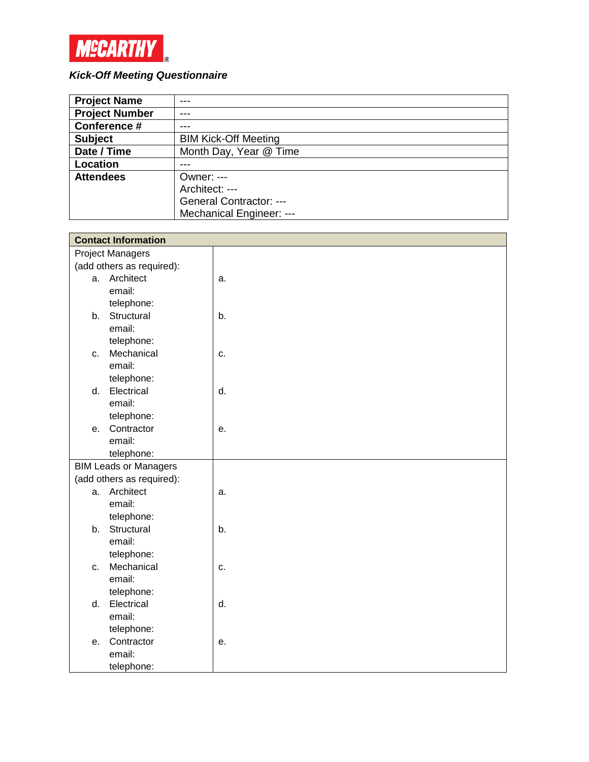MCCARTHY®

*Kick-Off Meeting Questionnaire*

| Project Name | --- |
|---|---|
| Project Number | --- |
| Conference # | --- |
| Subject | BIM Kick-Off Meeting |
| Date / Time | Month Day, Year @ Time |
| Location | --- |
| Attendees | Owner: ---<br>Architect: ---<br>General Contractor: ---<br>Mechanical Engineer: --- |

| Contact Information | |
|---|---|
| Project Managers<br>(add others as required):<br>a. Architect<br>email:<br>telephone:<br>b. Structural<br>email:<br>telephone:<br>c. Mechanical<br>email:<br>telephone:<br>d. Electrical<br>email:<br>telephone:<br>e. Contractor<br>email:<br>telephone: | a.<br>b.<br>c.<br>d.<br>e. |
| BIM Leads or Managers<br>(add others as required):<br>a. Architect<br>email:<br>telephone:<br>b. Structural<br>email:<br>telephone:<br>c. Mechanical<br>email:<br>telephone:<br>d. Electrical<br>email:<br>telephone:<br>e. Contractor<br>email:<br>telephone: | a.<br>b.<br>c.<br>d.<br>e. |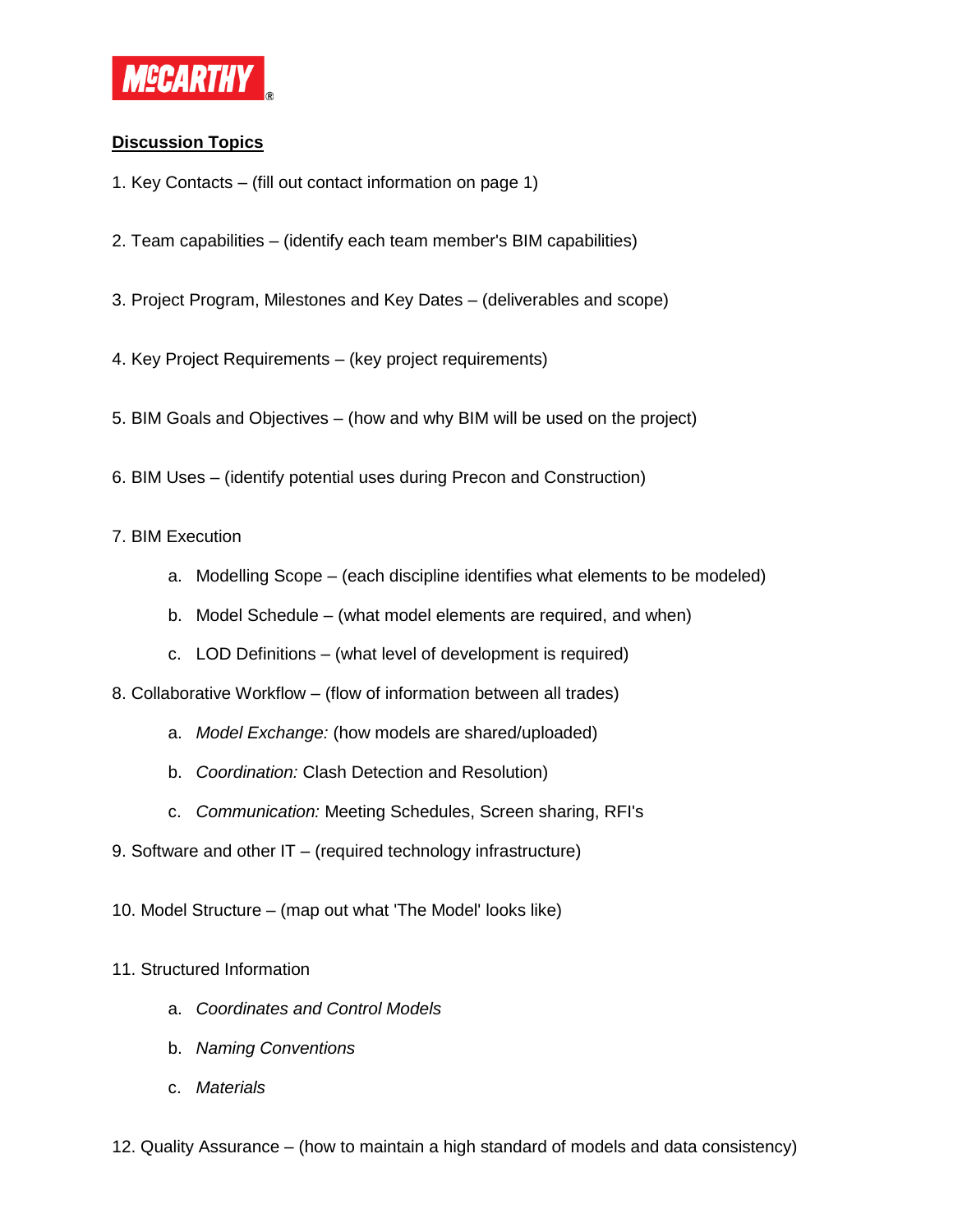**MCCARTHY**

## Discussion Topics

1. Key Contacts – (fill out contact information on page 1)

2. Team capabilities – (identify each team member's BIM capabilities)

3. Project Program, Milestones and Key Dates – (deliverables and scope)

4. Key Project Requirements – (key project requirements)

5. BIM Goals and Objectives – (how and why BIM will be used on the project)

6. BIM Uses – (identify potential uses during Precon and Construction)

7. BIM Execution
   a. Modelling Scope – (each discipline identifies what elements to be modeled)
   b. Model Schedule – (what model elements are required, and when)
   c. LOD Definitions – (what level of development is required)

8. Collaborative Workflow – (flow of information between all trades)
   a. *Model Exchange:* (how models are shared/uploaded)
   b. *Coordination:* Clash Detection and Resolution)
   c. *Communication:* Meeting Schedules, Screen sharing, RFI's

9. Software and other IT – (required technology infrastructure)

10. Model Structure – (map out what 'The Model' looks like)

11. Structured Information
    a. *Coordinates and Control Models*
    b. *Naming Conventions*
    c. *Materials*

12. Quality Assurance – (how to maintain a high standard of models and data consistency)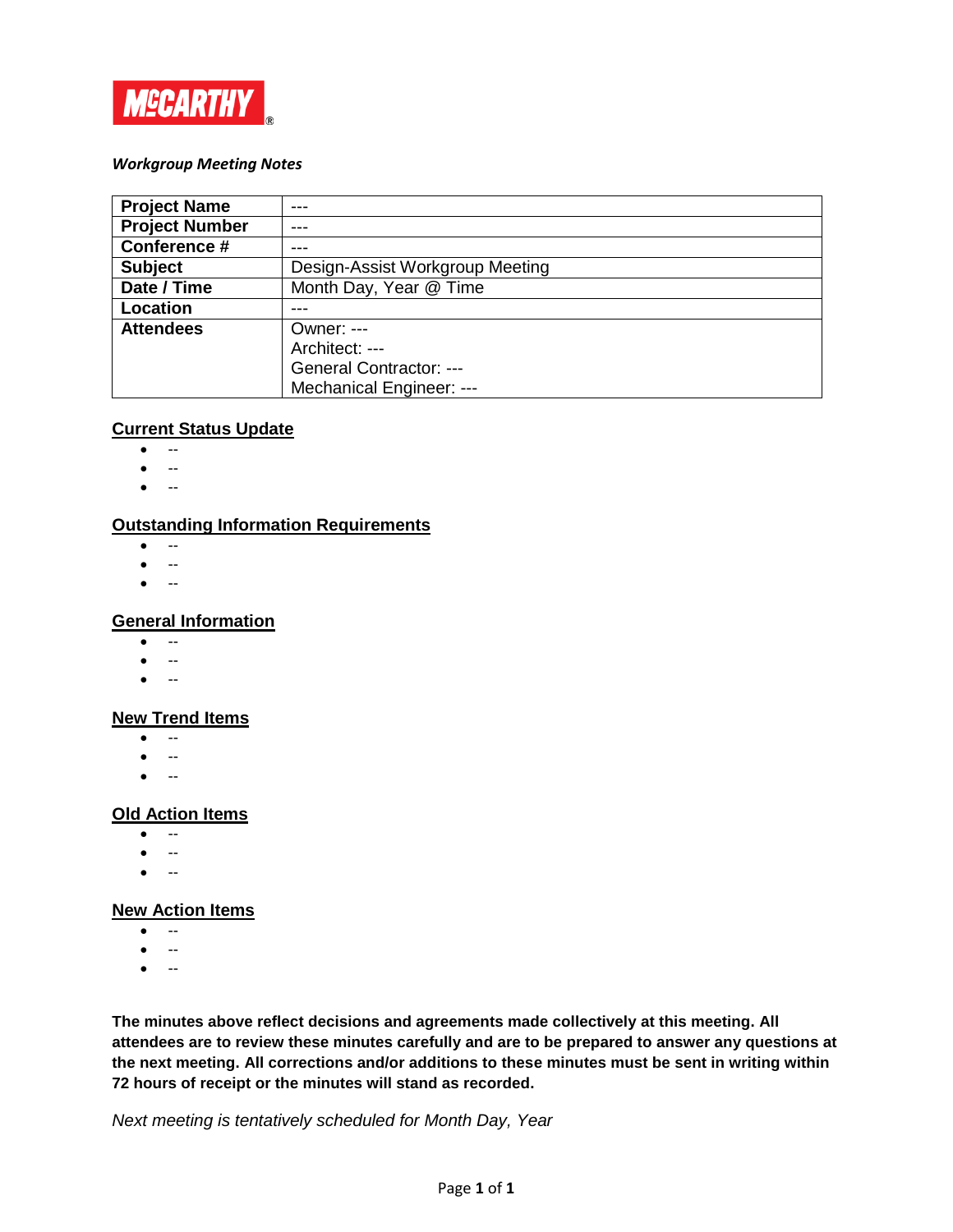MCCARTHY

***Workgroup Meeting Notes***

| **Project Name** | --- |
|---|---|
| **Project Number** | --- |
| **Conference #** | --- |
| **Subject** | Design-Assist Workgroup Meeting |
| **Date / Time** | Month Day, Year @ Time |
| **Location** | --- |
| **Attendees** | Owner: ---<br>Architect: ---<br>General Contractor: ---<br>Mechanical Engineer: --- |

## Current Status Update

- --
- --
- --

## Outstanding Information Requirements

- --
- --
- --

## General Information

- --
- --
- --

## New Trend Items

- --
- --
- --

## Old Action Items

- --
- --
- --

## New Action Items

- --
- --
- --

**The minutes above reflect decisions and agreements made collectively at this meeting. All attendees are to review these minutes carefully and are to be prepared to answer any questions at the next meeting. All corrections and/or additions to these minutes must be sent in writing within 72 hours of receipt or the minutes will stand as recorded.**

*Next meeting is tentatively scheduled for Month Day, Year*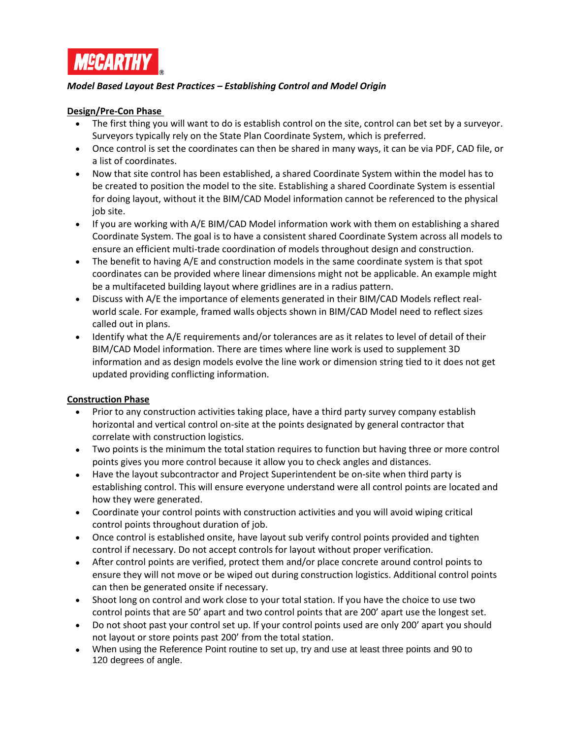**MCCARTHY®**

***Model Based Layout Best Practices – Establishing Control and Model Origin***

**Design/Pre-Con Phase**

- The first thing you will want to do is establish control on the site, control can bet set by a surveyor. Surveyors typically rely on the State Plan Coordinate System, which is preferred.
- Once control is set the coordinates can then be shared in many ways, it can be via PDF, CAD file, or a list of coordinates.
- Now that site control has been established, a shared Coordinate System within the model has to be created to position the model to the site. Establishing a shared Coordinate System is essential for doing layout, without it the BIM/CAD Model information cannot be referenced to the physical job site.
- If you are working with A/E BIM/CAD Model information work with them on establishing a shared Coordinate System. The goal is to have a consistent shared Coordinate System across all models to ensure an efficient multi-trade coordination of models throughout design and construction.
- The benefit to having A/E and construction models in the same coordinate system is that spot coordinates can be provided where linear dimensions might not be applicable. An example might be a multifaceted building layout where gridlines are in a radius pattern.
- Discuss with A/E the importance of elements generated in their BIM/CAD Models reflect real-world scale. For example, framed walls objects shown in BIM/CAD Model need to reflect sizes called out in plans.
- Identify what the A/E requirements and/or tolerances are as it relates to level of detail of their BIM/CAD Model information. There are times where line work is used to supplement 3D information and as design models evolve the line work or dimension string tied to it does not get updated providing conflicting information.

**Construction Phase**

- Prior to any construction activities taking place, have a third party survey company establish horizontal and vertical control on-site at the points designated by general contractor that correlate with construction logistics.
- Two points is the minimum the total station requires to function but having three or more control points gives you more control because it allow you to check angles and distances.
- Have the layout subcontractor and Project Superintendent be on-site when third party is establishing control. This will ensure everyone understand were all control points are located and how they were generated.
- Coordinate your control points with construction activities and you will avoid wiping critical control points throughout duration of job.
- Once control is established onsite, have layout sub verify control points provided and tighten control if necessary. Do not accept controls for layout without proper verification.
- After control points are verified, protect them and/or place concrete around control points to ensure they will not move or be wiped out during construction logistics. Additional control points can then be generated onsite if necessary.
- Shoot long on control and work close to your total station. If you have the choice to use two control points that are 50' apart and two control points that are 200' apart use the longest set.
- Do not shoot past your control set up. If your control points used are only 200' apart you should not layout or store points past 200' from the total station.
- When using the Reference Point routine to set up, try and use at least three points and 90 to 120 degrees of angle.